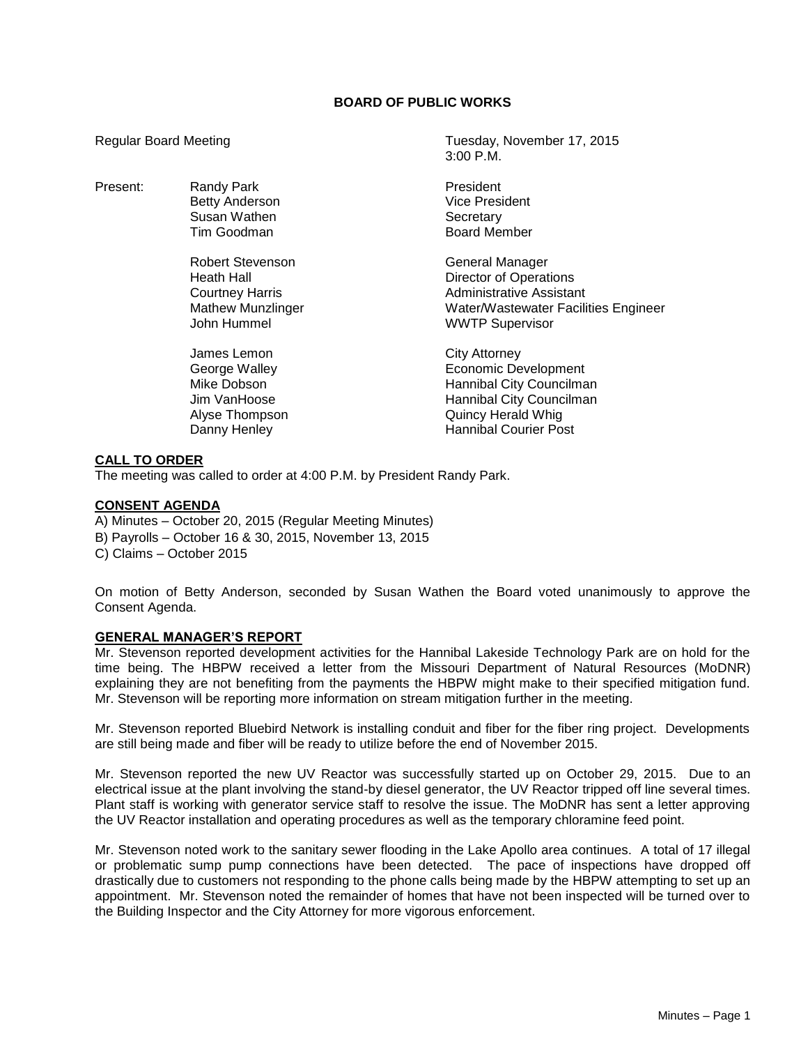# BOARD OF PUBLIC WORKS

Regular Board Meeting — Tuesday, November 17, 2015, 3:00 P.M.

| Present: | Name | Title |
|---|---|---|
| | Randy Park | President |
| | Betty Anderson | Vice President |
| | Susan Wathen | Secretary |
| | Tim Goodman | Board Member |
| | Robert Stevenson | General Manager |
| | Heath Hall | Director of Operations |
| | Courtney Harris | Administrative Assistant |
| | Mathew Munzlinger | Water/Wastewater Facilities Engineer |
| | John Hummel | WWTP Supervisor |
| | James Lemon | City Attorney |
| | George Walley | Economic Development |
| | Mike Dobson | Hannibal City Councilman |
| | Jim VanHoose | Hannibal City Councilman |
| | Alyse Thompson | Quincy Herald Whig |
| | Danny Henley | Hannibal Courier Post |

## CALL TO ORDER

The meeting was called to order at 4:00 P.M. by President Randy Park.

## CONSENT AGENDA

A) Minutes – October 20, 2015 (Regular Meeting Minutes)
B) Payrolls – October 16 & 30, 2015, November 13, 2015
C) Claims – October 2015

On motion of Betty Anderson, seconded by Susan Wathen the Board voted unanimously to approve the Consent Agenda.

## GENERAL MANAGER'S REPORT

Mr. Stevenson reported development activities for the Hannibal Lakeside Technology Park are on hold for the time being. The HBPW received a letter from the Missouri Department of Natural Resources (MoDNR) explaining they are not benefiting from the payments the HBPW might make to their specified mitigation fund. Mr. Stevenson will be reporting more information on stream mitigation further in the meeting.

Mr. Stevenson reported Bluebird Network is installing conduit and fiber for the fiber ring project. Developments are still being made and fiber will be ready to utilize before the end of November 2015.

Mr. Stevenson reported the new UV Reactor was successfully started up on October 29, 2015. Due to an electrical issue at the plant involving the stand-by diesel generator, the UV Reactor tripped off line several times. Plant staff is working with generator service staff to resolve the issue. The MoDNR has sent a letter approving the UV Reactor installation and operating procedures as well as the temporary chloramine feed point.

Mr. Stevenson noted work to the sanitary sewer flooding in the Lake Apollo area continues. A total of 17 illegal or problematic sump pump connections have been detected. The pace of inspections have dropped off drastically due to customers not responding to the phone calls being made by the HBPW attempting to set up an appointment. Mr. Stevenson noted the remainder of homes that have not been inspected will be turned over to the Building Inspector and the City Attorney for more vigorous enforcement.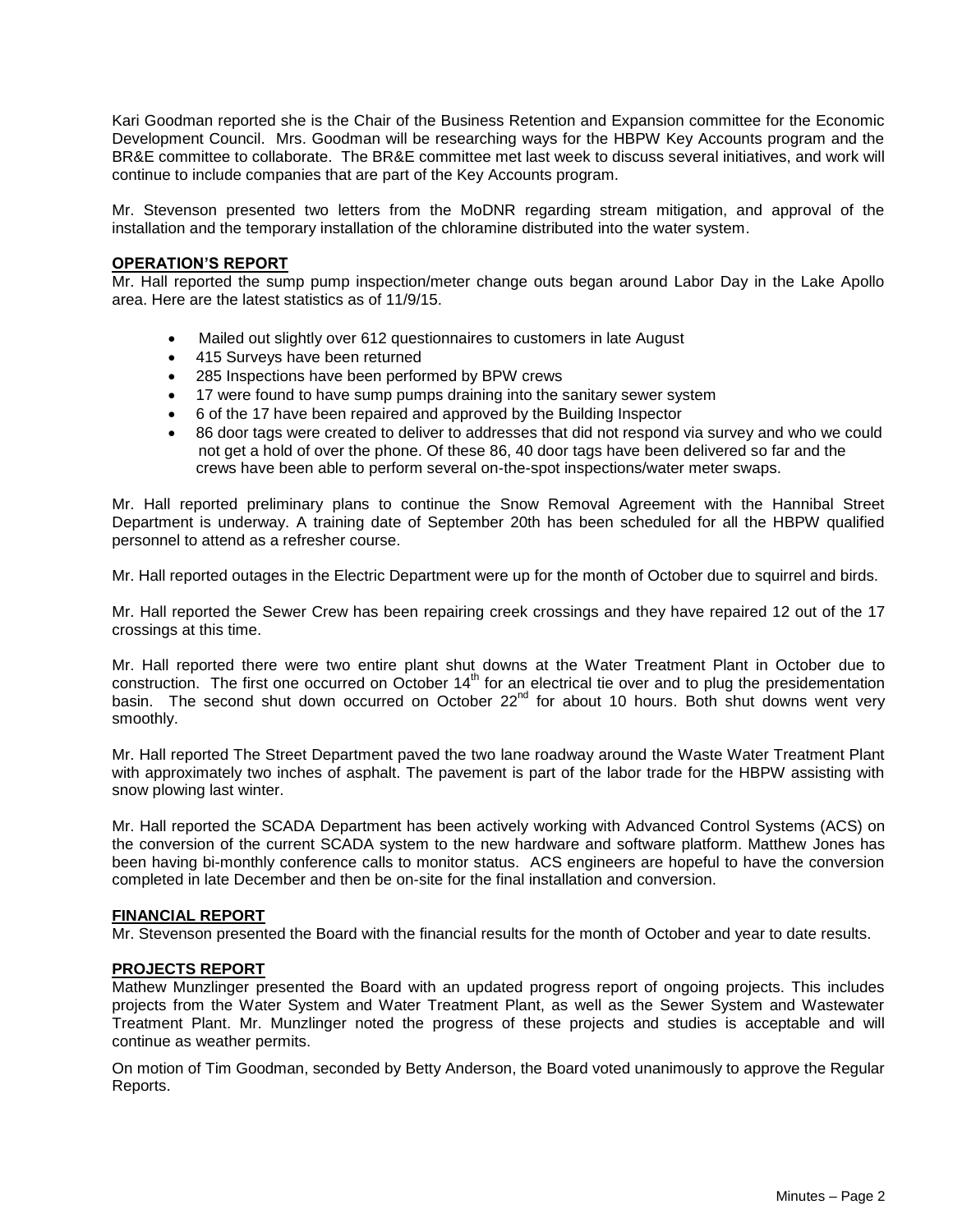Kari Goodman reported she is the Chair of the Business Retention and Expansion committee for the Economic Development Council. Mrs. Goodman will be researching ways for the HBPW Key Accounts program and the BR&E committee to collaborate. The BR&E committee met last week to discuss several initiatives, and work will continue to include companies that are part of the Key Accounts program.

Mr. Stevenson presented two letters from the MoDNR regarding stream mitigation, and approval of the installation and the temporary installation of the chloramine distributed into the water system.

**OPERATION'S REPORT**

Mr. Hall reported the sump pump inspection/meter change outs began around Labor Day in the Lake Apollo area. Here are the latest statistics as of 11/9/15.

- Mailed out slightly over 612 questionnaires to customers in late August
- 415 Surveys have been returned
- 285 Inspections have been performed by BPW crews
- 17 were found to have sump pumps draining into the sanitary sewer system
- 6 of the 17 have been repaired and approved by the Building Inspector
- 86 door tags were created to deliver to addresses that did not respond via survey and who we could not get a hold of over the phone. Of these 86, 40 door tags have been delivered so far and the crews have been able to perform several on-the-spot inspections/water meter swaps.

Mr. Hall reported preliminary plans to continue the Snow Removal Agreement with the Hannibal Street Department is underway. A training date of September 20th has been scheduled for all the HBPW qualified personnel to attend as a refresher course.

Mr. Hall reported outages in the Electric Department were up for the month of October due to squirrel and birds.

Mr. Hall reported the Sewer Crew has been repairing creek crossings and they have repaired 12 out of the 17 crossings at this time.

Mr. Hall reported there were two entire plant shut downs at the Water Treatment Plant in October due to construction. The first one occurred on October 14th for an electrical tie over and to plug the presidementation basin. The second shut down occurred on October 22nd for about 10 hours. Both shut downs went very smoothly.

Mr. Hall reported The Street Department paved the two lane roadway around the Waste Water Treatment Plant with approximately two inches of asphalt. The pavement is part of the labor trade for the HBPW assisting with snow plowing last winter.

Mr. Hall reported the SCADA Department has been actively working with Advanced Control Systems (ACS) on the conversion of the current SCADA system to the new hardware and software platform. Matthew Jones has been having bi-monthly conference calls to monitor status. ACS engineers are hopeful to have the conversion completed in late December and then be on-site for the final installation and conversion.

**FINANCIAL REPORT**

Mr. Stevenson presented the Board with the financial results for the month of October and year to date results.

**PROJECTS REPORT**

Mathew Munzlinger presented the Board with an updated progress report of ongoing projects. This includes projects from the Water System and Water Treatment Plant, as well as the Sewer System and Wastewater Treatment Plant. Mr. Munzlinger noted the progress of these projects and studies is acceptable and will continue as weather permits.

On motion of Tim Goodman, seconded by Betty Anderson, the Board voted unanimously to approve the Regular Reports.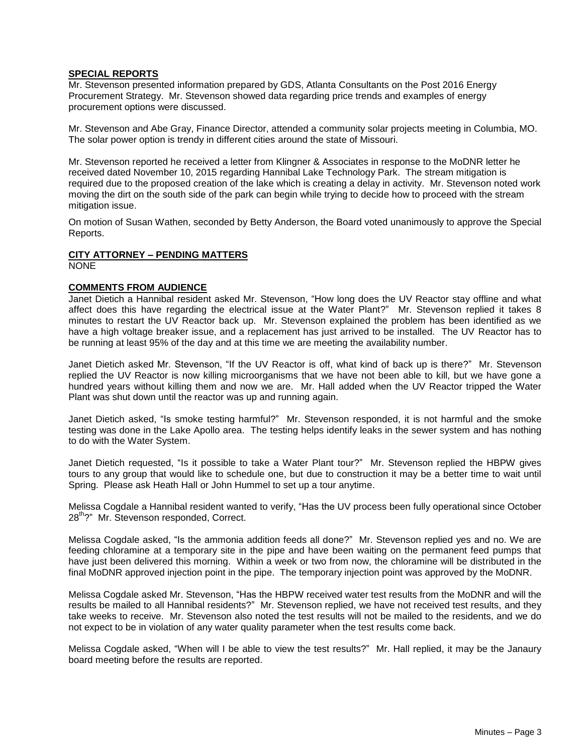**SPECIAL REPORTS**

Mr. Stevenson presented information prepared by GDS, Atlanta Consultants on the Post 2016 Energy Procurement Strategy. Mr. Stevenson showed data regarding price trends and examples of energy procurement options were discussed.

Mr. Stevenson and Abe Gray, Finance Director, attended a community solar projects meeting in Columbia, MO. The solar power option is trendy in different cities around the state of Missouri.

Mr. Stevenson reported he received a letter from Klingner & Associates in response to the MoDNR letter he received dated November 10, 2015 regarding Hannibal Lake Technology Park. The stream mitigation is required due to the proposed creation of the lake which is creating a delay in activity. Mr. Stevenson noted work moving the dirt on the south side of the park can begin while trying to decide how to proceed with the stream mitigation issue.

On motion of Susan Wathen, seconded by Betty Anderson, the Board voted unanimously to approve the Special Reports.

**CITY ATTORNEY – PENDING MATTERS**

NONE

**COMMENTS FROM AUDIENCE**

Janet Dietich a Hannibal resident asked Mr. Stevenson, "How long does the UV Reactor stay offline and what affect does this have regarding the electrical issue at the Water Plant?" Mr. Stevenson replied it takes 8 minutes to restart the UV Reactor back up. Mr. Stevenson explained the problem has been identified as we have a high voltage breaker issue, and a replacement has just arrived to be installed. The UV Reactor has to be running at least 95% of the day and at this time we are meeting the availability number.

Janet Dietich asked Mr. Stevenson, "If the UV Reactor is off, what kind of back up is there?" Mr. Stevenson replied the UV Reactor is now killing microorganisms that we have not been able to kill, but we have gone a hundred years without killing them and now we are. Mr. Hall added when the UV Reactor tripped the Water Plant was shut down until the reactor was up and running again.

Janet Dietich asked, "Is smoke testing harmful?" Mr. Stevenson responded, it is not harmful and the smoke testing was done in the Lake Apollo area. The testing helps identify leaks in the sewer system and has nothing to do with the Water System.

Janet Dietich requested, "Is it possible to take a Water Plant tour?" Mr. Stevenson replied the HBPW gives tours to any group that would like to schedule one, but due to construction it may be a better time to wait until Spring. Please ask Heath Hall or John Hummel to set up a tour anytime.

Melissa Cogdale a Hannibal resident wanted to verify, "Has the UV process been fully operational since October 28th?" Mr. Stevenson responded, Correct.

Melissa Cogdale asked, "Is the ammonia addition feeds all done?" Mr. Stevenson replied yes and no. We are feeding chloramine at a temporary site in the pipe and have been waiting on the permanent feed pumps that have just been delivered this morning. Within a week or two from now, the chloramine will be distributed in the final MoDNR approved injection point in the pipe. The temporary injection point was approved by the MoDNR.

Melissa Cogdale asked Mr. Stevenson, "Has the HBPW received water test results from the MoDNR and will the results be mailed to all Hannibal residents?" Mr. Stevenson replied, we have not received test results, and they take weeks to receive. Mr. Stevenson also noted the test results will not be mailed to the residents, and we do not expect to be in violation of any water quality parameter when the test results come back.

Melissa Cogdale asked, "When will I be able to view the test results?" Mr. Hall replied, it may be the Janaury board meeting before the results are reported.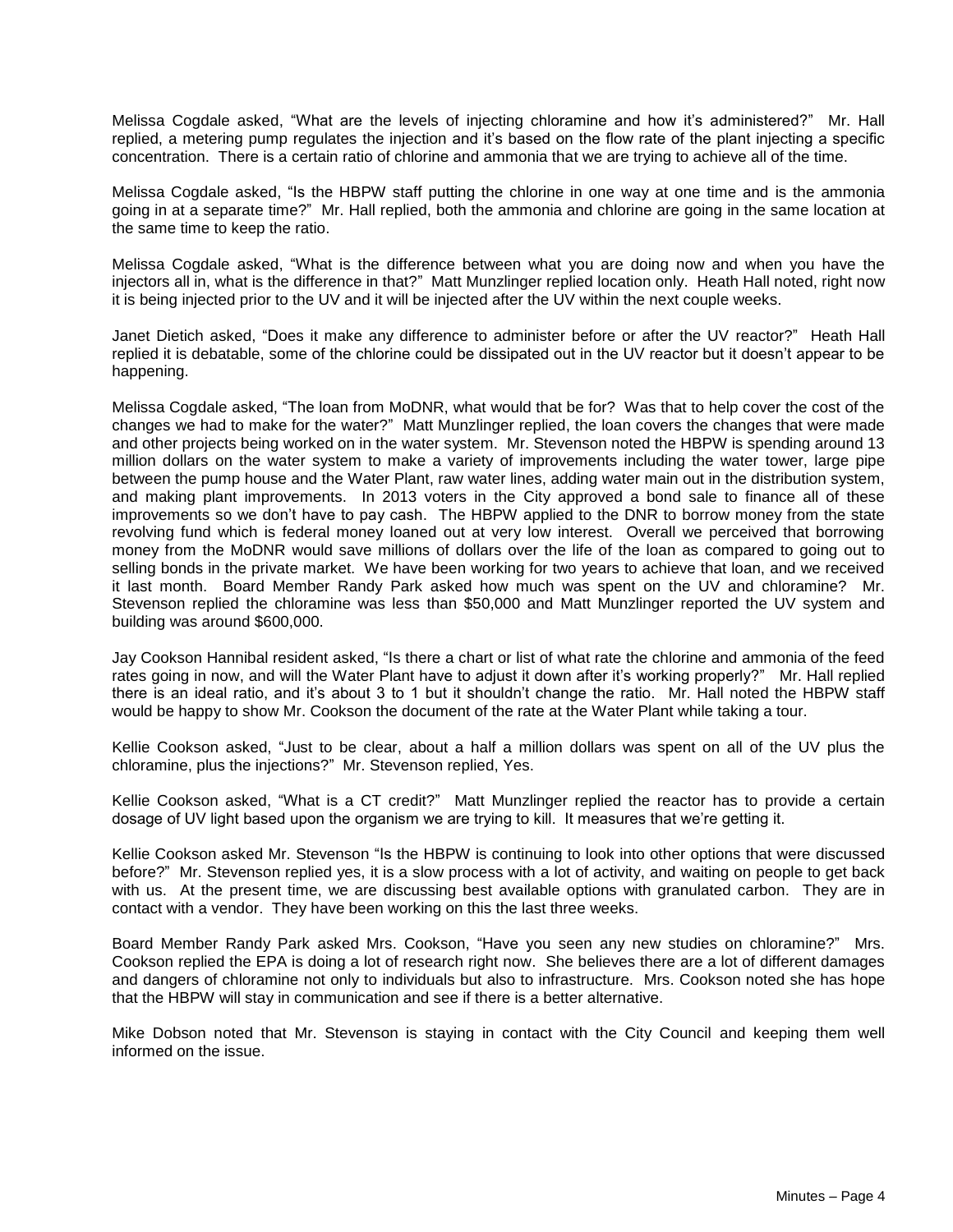Melissa Cogdale asked, "What are the levels of injecting chloramine and how it's administered?" Mr. Hall replied, a metering pump regulates the injection and it's based on the flow rate of the plant injecting a specific concentration. There is a certain ratio of chlorine and ammonia that we are trying to achieve all of the time.

Melissa Cogdale asked, "Is the HBPW staff putting the chlorine in one way at one time and is the ammonia going in at a separate time?" Mr. Hall replied, both the ammonia and chlorine are going in the same location at the same time to keep the ratio.

Melissa Cogdale asked, "What is the difference between what you are doing now and when you have the injectors all in, what is the difference in that?" Matt Munzlinger replied location only. Heath Hall noted, right now it is being injected prior to the UV and it will be injected after the UV within the next couple weeks.

Janet Dietich asked, "Does it make any difference to administer before or after the UV reactor?" Heath Hall replied it is debatable, some of the chlorine could be dissipated out in the UV reactor but it doesn't appear to be happening.

Melissa Cogdale asked, "The loan from MoDNR, what would that be for? Was that to help cover the cost of the changes we had to make for the water?" Matt Munzlinger replied, the loan covers the changes that were made and other projects being worked on in the water system. Mr. Stevenson noted the HBPW is spending around 13 million dollars on the water system to make a variety of improvements including the water tower, large pipe between the pump house and the Water Plant, raw water lines, adding water main out in the distribution system, and making plant improvements. In 2013 voters in the City approved a bond sale to finance all of these improvements so we don't have to pay cash. The HBPW applied to the DNR to borrow money from the state revolving fund which is federal money loaned out at very low interest. Overall we perceived that borrowing money from the MoDNR would save millions of dollars over the life of the loan as compared to going out to selling bonds in the private market. We have been working for two years to achieve that loan, and we received it last month. Board Member Randy Park asked how much was spent on the UV and chloramine? Mr. Stevenson replied the chloramine was less than $50,000 and Matt Munzlinger reported the UV system and building was around $600,000.

Jay Cookson Hannibal resident asked, "Is there a chart or list of what rate the chlorine and ammonia of the feed rates going in now, and will the Water Plant have to adjust it down after it's working properly?" Mr. Hall replied there is an ideal ratio, and it's about 3 to 1 but it shouldn't change the ratio. Mr. Hall noted the HBPW staff would be happy to show Mr. Cookson the document of the rate at the Water Plant while taking a tour.

Kellie Cookson asked, "Just to be clear, about a half a million dollars was spent on all of the UV plus the chloramine, plus the injections?" Mr. Stevenson replied, Yes.

Kellie Cookson asked, "What is a CT credit?" Matt Munzlinger replied the reactor has to provide a certain dosage of UV light based upon the organism we are trying to kill. It measures that we're getting it.

Kellie Cookson asked Mr. Stevenson "Is the HBPW is continuing to look into other options that were discussed before?" Mr. Stevenson replied yes, it is a slow process with a lot of activity, and waiting on people to get back with us. At the present time, we are discussing best available options with granulated carbon. They are in contact with a vendor. They have been working on this the last three weeks.

Board Member Randy Park asked Mrs. Cookson, "Have you seen any new studies on chloramine?" Mrs. Cookson replied the EPA is doing a lot of research right now. She believes there are a lot of different damages and dangers of chloramine not only to individuals but also to infrastructure. Mrs. Cookson noted she has hope that the HBPW will stay in communication and see if there is a better alternative.

Mike Dobson noted that Mr. Stevenson is staying in contact with the City Council and keeping them well informed on the issue.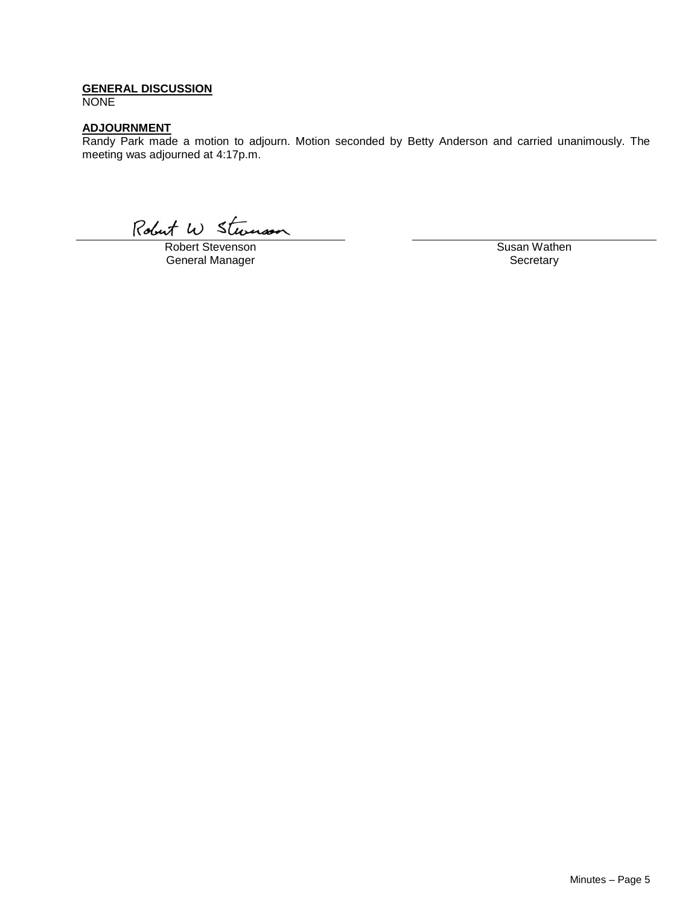**GENERAL DISCUSSION**
NONE

**ADJOURNMENT**
Randy Park made a motion to adjourn. Motion seconded by Betty Anderson and carried unanimously. The meeting was adjourned at 4:17p.m.

Robert W Stevenson
Robert Stevenson
General Manager

Susan Wathen
Secretary